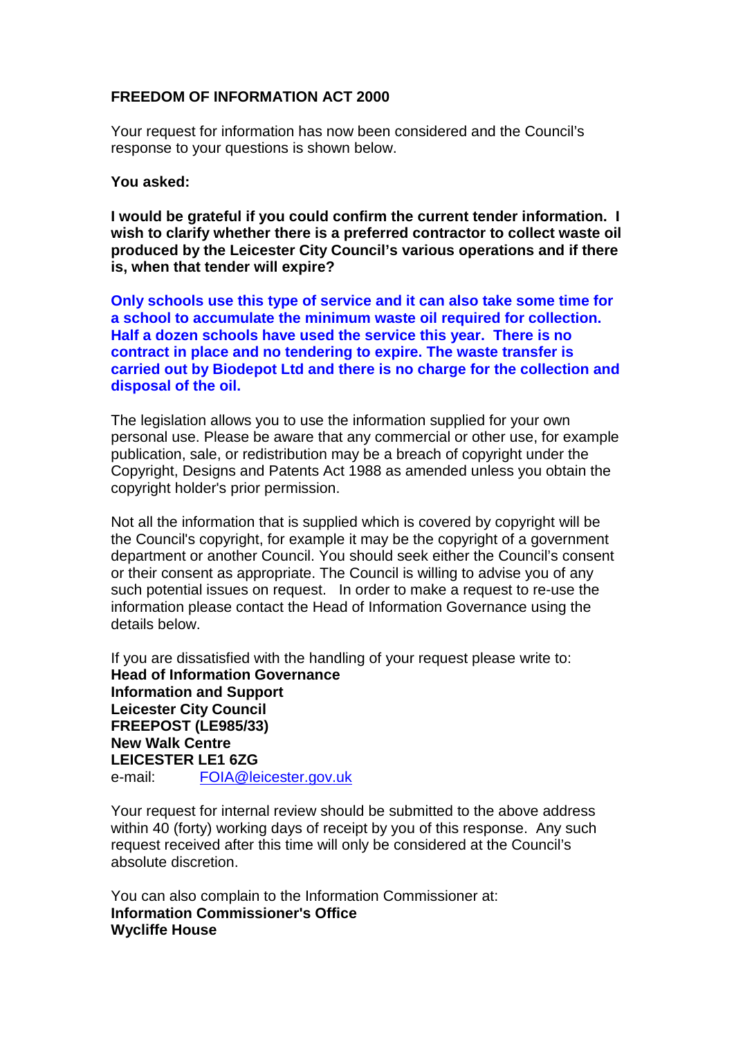**FREEDOM OF INFORMATION ACT 2000**

Your request for information has now been considered and the Council's response to your questions is shown below.

**You asked:**

**I would be grateful if you could confirm the current tender information. I wish to clarify whether there is a preferred contractor to collect waste oil produced by the Leicester City Council's various operations and if there is, when that tender will expire?**

**Only schools use this type of service and it can also take some time for a school to accumulate the minimum waste oil required for collection. Half a dozen schools have used the service this year. There is no contract in place and no tendering to expire. The waste transfer is carried out by Biodepot Ltd and there is no charge for the collection and disposal of the oil.**

The legislation allows you to use the information supplied for your own personal use. Please be aware that any commercial or other use, for example publication, sale, or redistribution may be a breach of copyright under the Copyright, Designs and Patents Act 1988 as amended unless you obtain the copyright holder's prior permission.

Not all the information that is supplied which is covered by copyright will be the Council's copyright, for example it may be the copyright of a government department or another Council. You should seek either the Council's consent or their consent as appropriate. The Council is willing to advise you of any such potential issues on request. In order to make a request to re-use the information please contact the Head of Information Governance using the details below.

If you are dissatisfied with the handling of your request please write to:
**Head of Information Governance**
**Information and Support**
**Leicester City Council**
**FREEPOST (LE985/33)**
**New Walk Centre**
**LEICESTER LE1 6ZG**
e-mail: FOIA@leicester.gov.uk

Your request for internal review should be submitted to the above address within 40 (forty) working days of receipt by you of this response. Any such request received after this time will only be considered at the Council's absolute discretion.

You can also complain to the Information Commissioner at:
**Information Commissioner's Office**
**Wycliffe House**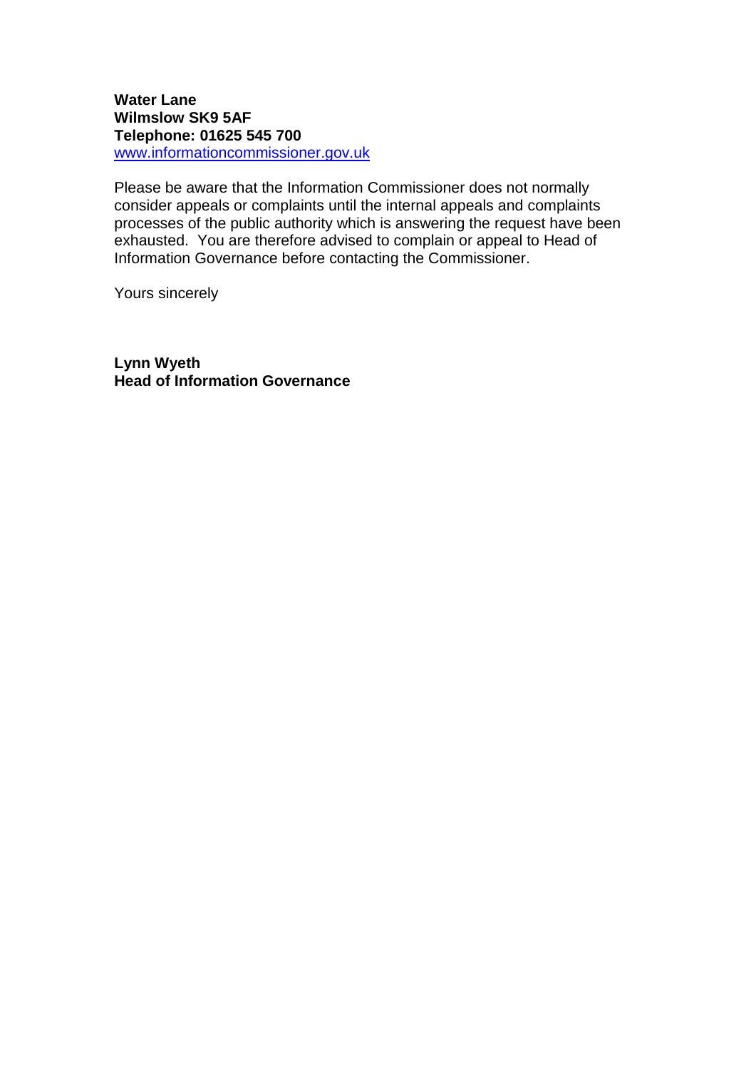**Water Lane**
**Wilmslow SK9 5AF**
**Telephone: 01625 545 700**
www.informationcommissioner.gov.uk

Please be aware that the Information Commissioner does not normally consider appeals or complaints until the internal appeals and complaints processes of the public authority which is answering the request have been exhausted. You are therefore advised to complain or appeal to Head of Information Governance before contacting the Commissioner.

Yours sincerely

**Lynn Wyeth**
**Head of Information Governance**